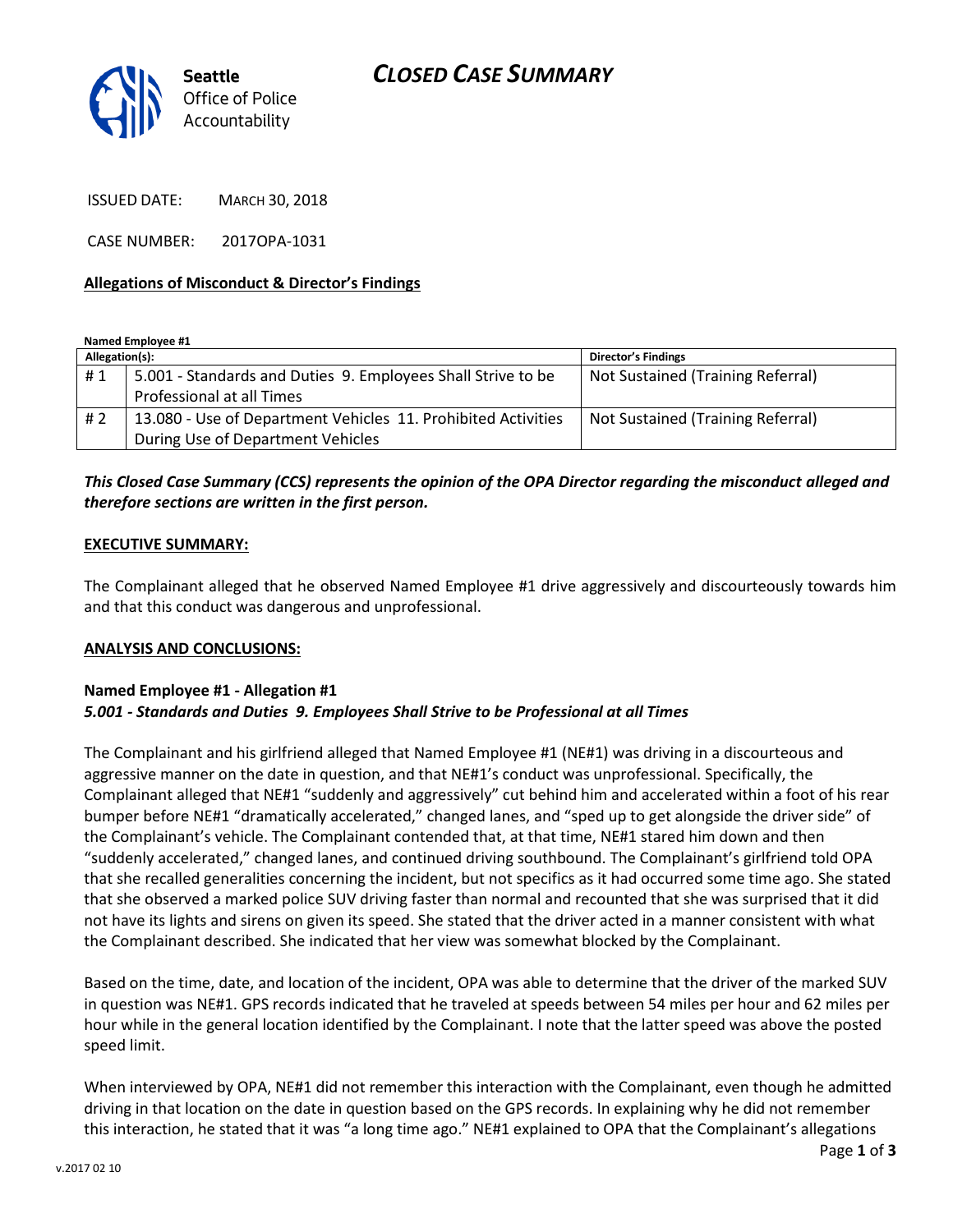# CLOSED CASE SUMMARY

Seattle Office of Police Accountability

ISSUED DATE: MARCH 30, 2018

CASE NUMBER: 2017OPA-1031

**Allegations of Misconduct & Director's Findings**

**Named Employee #1**

| Allegation(s): | | Director's Findings |
|---|---|---|
| # 1 | 5.001 - Standards and Duties 9. Employees Shall Strive to be Professional at all Times | Not Sustained (Training Referral) |
| # 2 | 13.080 - Use of Department Vehicles 11. Prohibited Activities During Use of Department Vehicles | Not Sustained (Training Referral) |

***This Closed Case Summary (CCS) represents the opinion of the OPA Director regarding the misconduct alleged and therefore sections are written in the first person.***

**EXECUTIVE SUMMARY:**

The Complainant alleged that he observed Named Employee #1 drive aggressively and discourteously towards him and that this conduct was dangerous and unprofessional.

**ANALYSIS AND CONCLUSIONS:**

**Named Employee #1 - Allegation #1**
***5.001 - Standards and Duties 9. Employees Shall Strive to be Professional at all Times***

The Complainant and his girlfriend alleged that Named Employee #1 (NE#1) was driving in a discourteous and aggressive manner on the date in question, and that NE#1's conduct was unprofessional. Specifically, the Complainant alleged that NE#1 "suddenly and aggressively" cut behind him and accelerated within a foot of his rear bumper before NE#1 "dramatically accelerated," changed lanes, and "sped up to get alongside the driver side" of the Complainant's vehicle. The Complainant contended that, at that time, NE#1 stared him down and then "suddenly accelerated," changed lanes, and continued driving southbound. The Complainant's girlfriend told OPA that she recalled generalities concerning the incident, but not specifics as it had occurred some time ago. She stated that she observed a marked police SUV driving faster than normal and recounted that she was surprised that it did not have its lights and sirens on given its speed. She stated that the driver acted in a manner consistent with what the Complainant described. She indicated that her view was somewhat blocked by the Complainant.

Based on the time, date, and location of the incident, OPA was able to determine that the driver of the marked SUV in question was NE#1. GPS records indicated that he traveled at speeds between 54 miles per hour and 62 miles per hour while in the general location identified by the Complainant. I note that the latter speed was above the posted speed limit.

When interviewed by OPA, NE#1 did not remember this interaction with the Complainant, even though he admitted driving in that location on the date in question based on the GPS records. In explaining why he did not remember this interaction, he stated that it was "a long time ago." NE#1 explained to OPA that the Complainant's allegations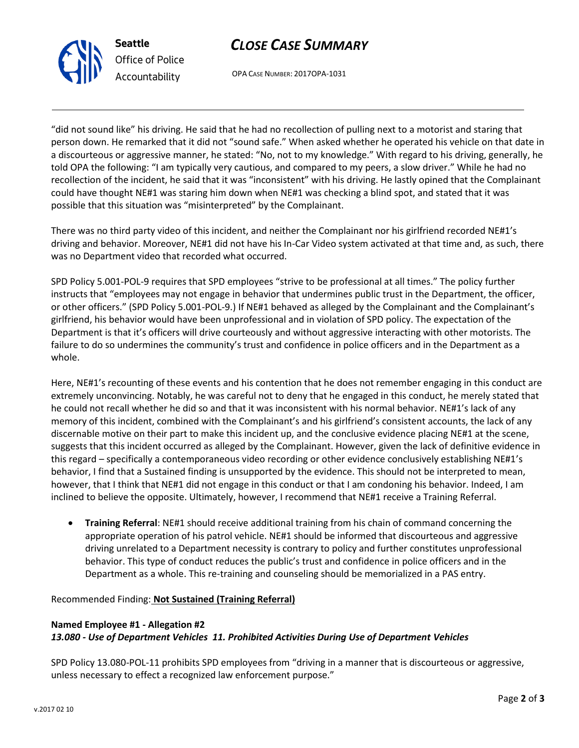"did not sound like" his driving. He said that he had no recollection of pulling next to a motorist and staring that person down. He remarked that it did not "sound safe." When asked whether he operated his vehicle on that date in a discourteous or aggressive manner, he stated: "No, not to my knowledge." With regard to his driving, generally, he told OPA the following: "I am typically very cautious, and compared to my peers, a slow driver." While he had no recollection of the incident, he said that it was "inconsistent" with his driving. He lastly opined that the Complainant could have thought NE#1 was staring him down when NE#1 was checking a blind spot, and stated that it was possible that this situation was "misinterpreted" by the Complainant.

There was no third party video of this incident, and neither the Complainant nor his girlfriend recorded NE#1's driving and behavior. Moreover, NE#1 did not have his In-Car Video system activated at that time and, as such, there was no Department video that recorded what occurred.

SPD Policy 5.001-POL-9 requires that SPD employees "strive to be professional at all times." The policy further instructs that "employees may not engage in behavior that undermines public trust in the Department, the officer, or other officers." (SPD Policy 5.001-POL-9.) If NE#1 behaved as alleged by the Complainant and the Complainant's girlfriend, his behavior would have been unprofessional and in violation of SPD policy. The expectation of the Department is that it's officers will drive courteously and without aggressive interacting with other motorists. The failure to do so undermines the community's trust and confidence in police officers and in the Department as a whole.

Here, NE#1's recounting of these events and his contention that he does not remember engaging in this conduct are extremely unconvincing. Notably, he was careful not to deny that he engaged in this conduct, he merely stated that he could not recall whether he did so and that it was inconsistent with his normal behavior. NE#1's lack of any memory of this incident, combined with the Complainant's and his girlfriend's consistent accounts, the lack of any discernable motive on their part to make this incident up, and the conclusive evidence placing NE#1 at the scene, suggests that this incident occurred as alleged by the Complainant. However, given the lack of definitive evidence in this regard – specifically a contemporaneous video recording or other evidence conclusively establishing NE#1's behavior, I find that a Sustained finding is unsupported by the evidence. This should not be interpreted to mean, however, that I think that NE#1 did not engage in this conduct or that I am condoning his behavior. Indeed, I am inclined to believe the opposite. Ultimately, however, I recommend that NE#1 receive a Training Referral.

- **Training Referral**: NE#1 should receive additional training from his chain of command concerning the appropriate operation of his patrol vehicle. NE#1 should be informed that discourteous and aggressive driving unrelated to a Department necessity is contrary to policy and further constitutes unprofessional behavior. This type of conduct reduces the public's trust and confidence in police officers and in the Department as a whole. This re-training and counseling should be memorialized in a PAS entry.

Recommended Finding: **Not Sustained (Training Referral)**

**Named Employee #1 - Allegation #2**
***13.080 - Use of Department Vehicles 11. Prohibited Activities During Use of Department Vehicles***

SPD Policy 13.080-POL-11 prohibits SPD employees from "driving in a manner that is discourteous or aggressive, unless necessary to effect a recognized law enforcement purpose."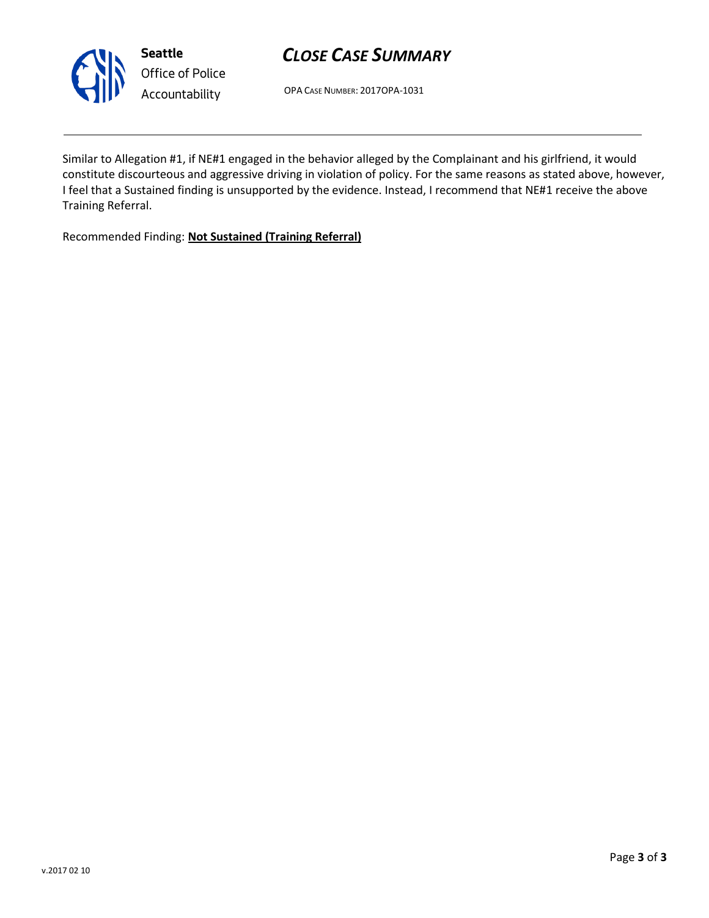Similar to Allegation #1, if NE#1 engaged in the behavior alleged by the Complainant and his girlfriend, it would constitute discourteous and aggressive driving in violation of policy. For the same reasons as stated above, however, I feel that a Sustained finding is unsupported by the evidence. Instead, I recommend that NE#1 receive the above Training Referral.

Recommended Finding: **Not Sustained (Training Referral)**